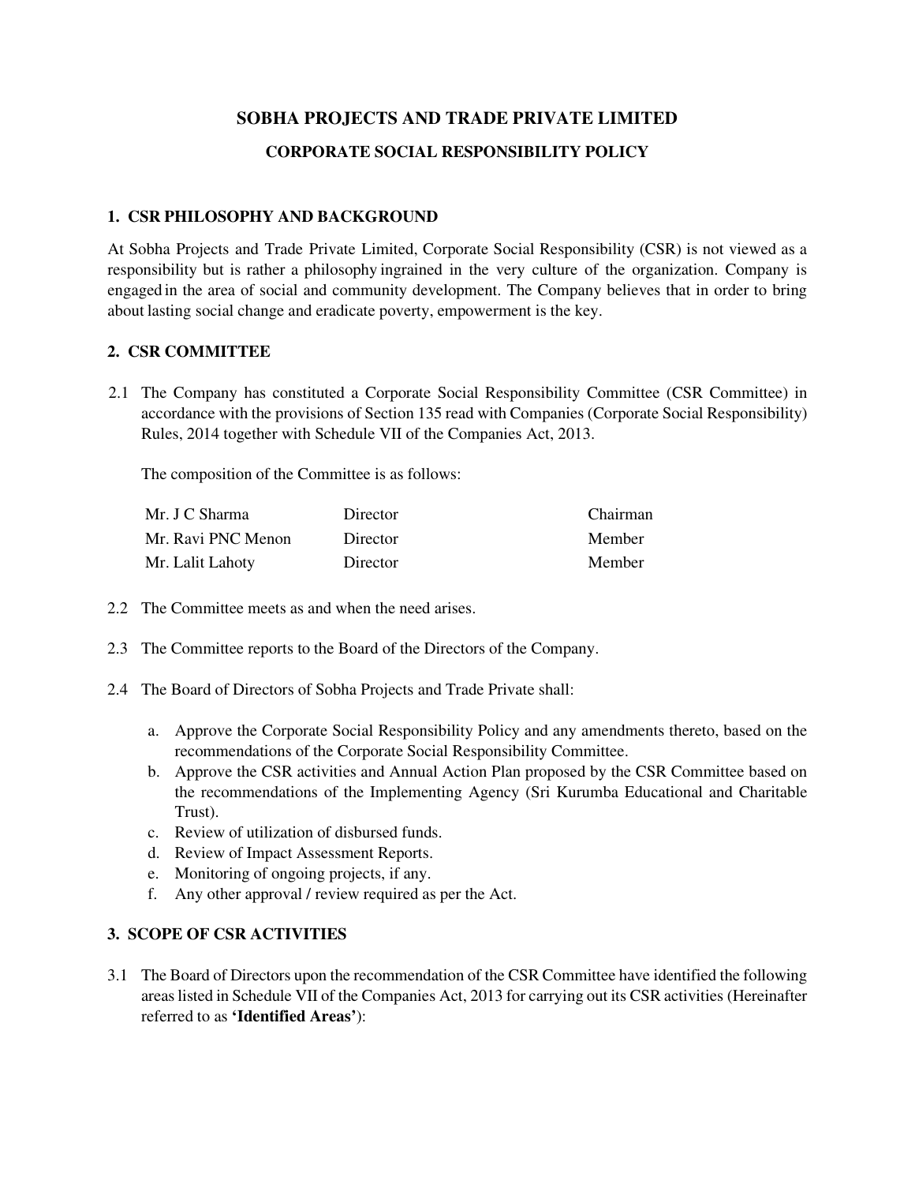# SOBHA PROJECTS AND TRADE PRIVATE LIMITED

## CORPORATE SOCIAL RESPONSIBILITY POLICY

### 1. CSR PHILOSOPHY AND BACKGROUND

At Sobha Projects and Trade Private Limited, Corporate Social Responsibility (CSR) is not viewed as a responsibility but is rather a philosophy ingrained in the very culture of the organization. Company is engaged in the area of social and community development. The Company believes that in order to bring about lasting social change and eradicate poverty, empowerment is the key.

### 2. CSR COMMITTEE

2.1 The Company has constituted a Corporate Social Responsibility Committee (CSR Committee) in accordance with the provisions of Section 135 read with Companies (Corporate Social Responsibility) Rules, 2014 together with Schedule VII of the Companies Act, 2013.

The composition of the Committee is as follows:

| | | |
|---|---|---|
| Mr. J C Sharma | Director | Chairman |
| Mr. Ravi PNC Menon | Director | Member |
| Mr. Lalit Lahoty | Director | Member |

2.2 The Committee meets as and when the need arises.

2.3 The Committee reports to the Board of the Directors of the Company.

2.4 The Board of Directors of Sobha Projects and Trade Private shall:

a. Approve the Corporate Social Responsibility Policy and any amendments thereto, based on the recommendations of the Corporate Social Responsibility Committee.
b. Approve the CSR activities and Annual Action Plan proposed by the CSR Committee based on the recommendations of the Implementing Agency (Sri Kurumba Educational and Charitable Trust).
c. Review of utilization of disbursed funds.
d. Review of Impact Assessment Reports.
e. Monitoring of ongoing projects, if any.
f. Any other approval / review required as per the Act.

### 3. SCOPE OF CSR ACTIVITIES

3.1 The Board of Directors upon the recommendation of the CSR Committee have identified the following areas listed in Schedule VII of the Companies Act, 2013 for carrying out its CSR activities (Hereinafter referred to as **'Identified Areas'**):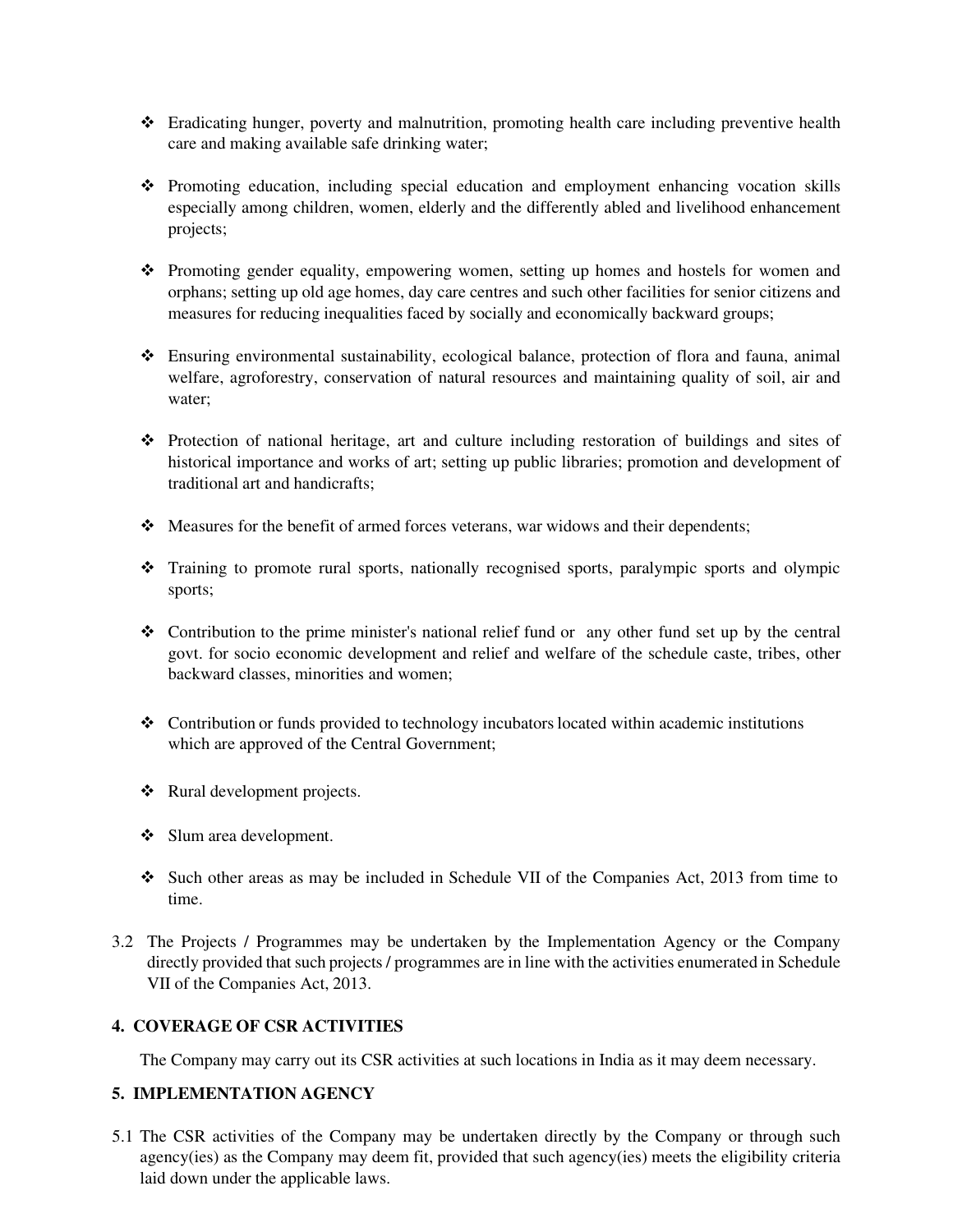- Eradicating hunger, poverty and malnutrition, promoting health care including preventive health care and making available safe drinking water;

- Promoting education, including special education and employment enhancing vocation skills especially among children, women, elderly and the differently abled and livelihood enhancement projects;

- Promoting gender equality, empowering women, setting up homes and hostels for women and orphans; setting up old age homes, day care centres and such other facilities for senior citizens and measures for reducing inequalities faced by socially and economically backward groups;

- Ensuring environmental sustainability, ecological balance, protection of flora and fauna, animal welfare, agroforestry, conservation of natural resources and maintaining quality of soil, air and water;

- Protection of national heritage, art and culture including restoration of buildings and sites of historical importance and works of art; setting up public libraries; promotion and development of traditional art and handicrafts;

- Measures for the benefit of armed forces veterans, war widows and their dependents;

- Training to promote rural sports, nationally recognised sports, paralympic sports and olympic sports;

- Contribution to the prime minister's national relief fund or any other fund set up by the central govt. for socio economic development and relief and welfare of the schedule caste, tribes, other backward classes, minorities and women;

- Contribution or funds provided to technology incubators located within academic institutions which are approved of the Central Government;

- Rural development projects.

- Slum area development.

- Such other areas as may be included in Schedule VII of the Companies Act, 2013 from time to time.

3.2 The Projects / Programmes may be undertaken by the Implementation Agency or the Company directly provided that such projects / programmes are in line with the activities enumerated in Schedule VII of the Companies Act, 2013.

## 4. COVERAGE OF CSR ACTIVITIES

The Company may carry out its CSR activities at such locations in India as it may deem necessary.

## 5. IMPLEMENTATION AGENCY

5.1 The CSR activities of the Company may be undertaken directly by the Company or through such agency(ies) as the Company may deem fit, provided that such agency(ies) meets the eligibility criteria laid down under the applicable laws.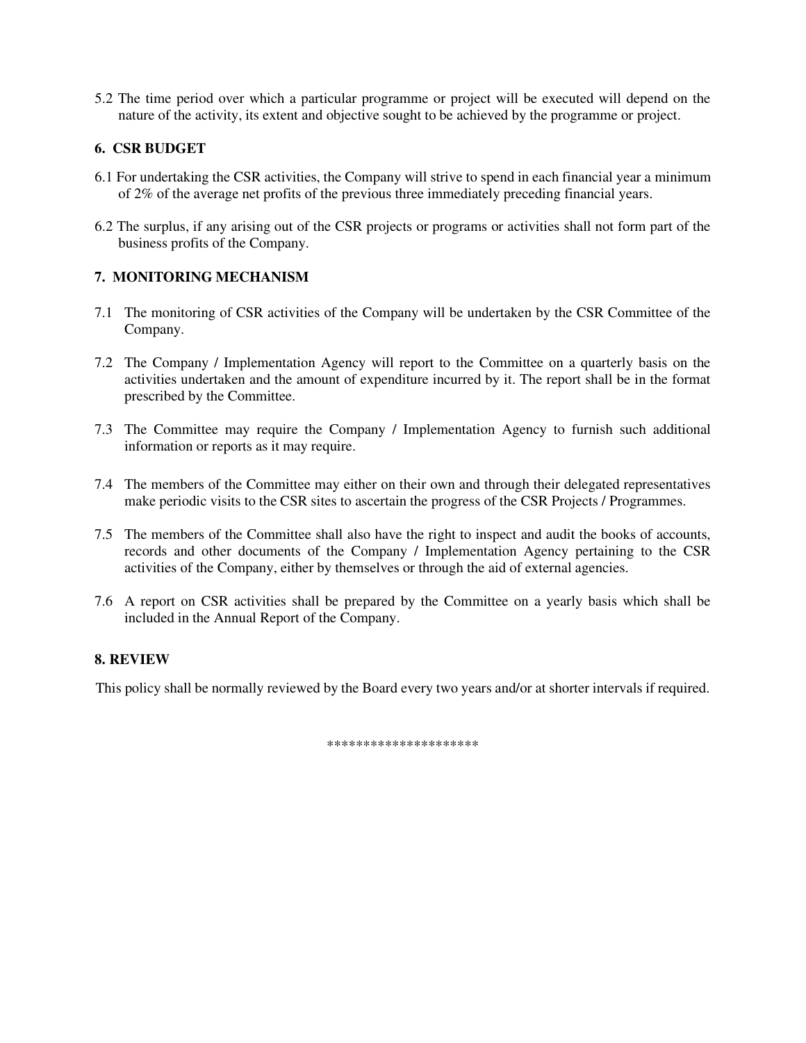5.2 The time period over which a particular programme or project will be executed will depend on the nature of the activity, its extent and objective sought to be achieved by the programme or project.

## 6. CSR BUDGET

6.1 For undertaking the CSR activities, the Company will strive to spend in each financial year a minimum of 2% of the average net profits of the previous three immediately preceding financial years.

6.2 The surplus, if any arising out of the CSR projects or programs or activities shall not form part of the business profits of the Company.

## 7. MONITORING MECHANISM

7.1 The monitoring of CSR activities of the Company will be undertaken by the CSR Committee of the Company.

7.2 The Company / Implementation Agency will report to the Committee on a quarterly basis on the activities undertaken and the amount of expenditure incurred by it. The report shall be in the format prescribed by the Committee.

7.3 The Committee may require the Company / Implementation Agency to furnish such additional information or reports as it may require.

7.4 The members of the Committee may either on their own and through their delegated representatives make periodic visits to the CSR sites to ascertain the progress of the CSR Projects / Programmes.

7.5 The members of the Committee shall also have the right to inspect and audit the books of accounts, records and other documents of the Company / Implementation Agency pertaining to the CSR activities of the Company, either by themselves or through the aid of external agencies.

7.6 A report on CSR activities shall be prepared by the Committee on a yearly basis which shall be included in the Annual Report of the Company.

## 8. REVIEW

This policy shall be normally reviewed by the Board every two years and/or at shorter intervals if required.

********************